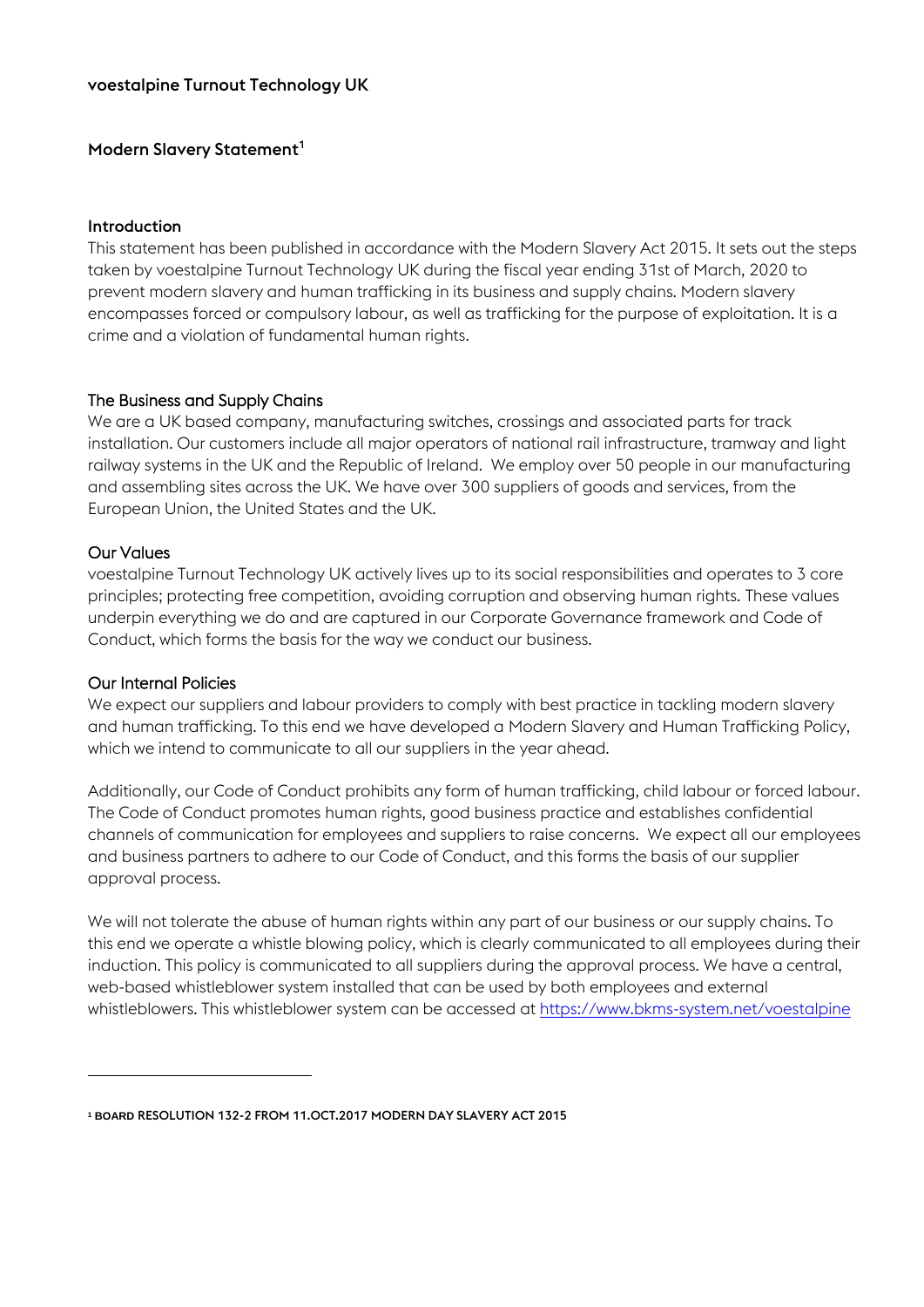# voestalpine Turnout Technology UK

## Modern Slavery Statement[1]

### Introduction

This statement has been published in accordance with the Modern Slavery Act 2015. It sets out the steps taken by voestalpine Turnout Technology UK during the fiscal year ending 31st of March, 2020 to prevent modern slavery and human trafficking in its business and supply chains. Modern slavery encompasses forced or compulsory labour, as well as trafficking for the purpose of exploitation. It is a crime and a violation of fundamental human rights.

### The Business and Supply Chains

We are a UK based company, manufacturing switches, crossings and associated parts for track installation. Our customers include all major operators of national rail infrastructure, tramway and light railway systems in the UK and the Republic of Ireland. We employ over 50 people in our manufacturing and assembling sites across the UK. We have over 300 suppliers of goods and services, from the European Union, the United States and the UK.

### Our Values

voestalpine Turnout Technology UK actively lives up to its social responsibilities and operates to 3 core principles; protecting free competition, avoiding corruption and observing human rights. These values underpin everything we do and are captured in our Corporate Governance framework and Code of Conduct, which forms the basis for the way we conduct our business.

### Our Internal Policies

We expect our suppliers and labour providers to comply with best practice in tackling modern slavery and human trafficking. To this end we have developed a Modern Slavery and Human Trafficking Policy, which we intend to communicate to all our suppliers in the year ahead.

Additionally, our Code of Conduct prohibits any form of human trafficking, child labour or forced labour. The Code of Conduct promotes human rights, good business practice and establishes confidential channels of communication for employees and suppliers to raise concerns. We expect all our employees and business partners to adhere to our Code of Conduct, and this forms the basis of our supplier approval process.

We will not tolerate the abuse of human rights within any part of our business or our supply chains. To this end we operate a whistle blowing policy, which is clearly communicated to all employees during their induction. This policy is communicated to all suppliers during the approval process. We have a central, web-based whistleblower system installed that can be used by both employees and external whistleblowers. This whistleblower system can be accessed at https://www.bkms-system.net/voestalpine

---

[1] BOARD RESOLUTION 132-2 FROM 11.OCT.2017 MODERN DAY SLAVERY ACT 2015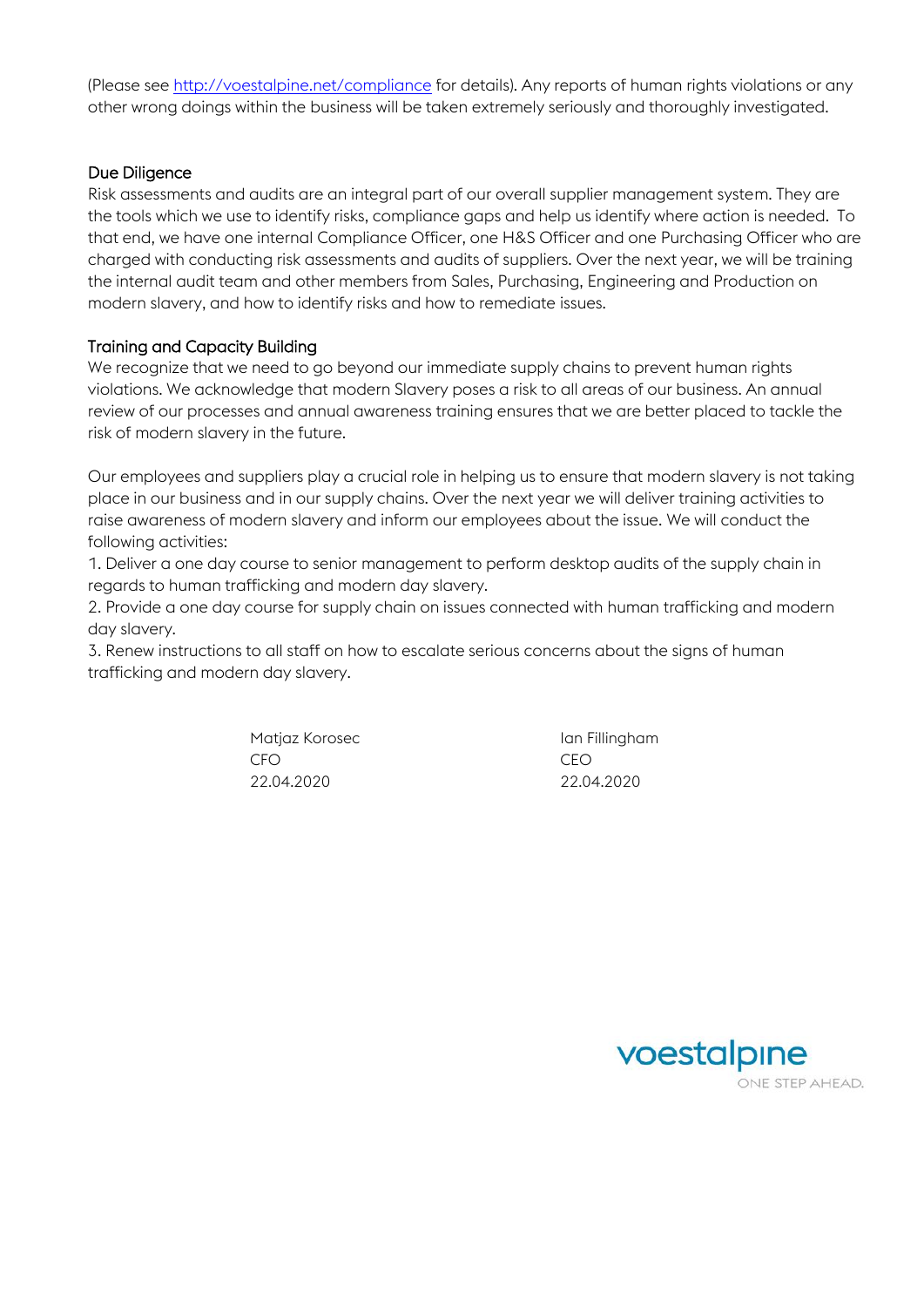(Please see [http://voestalpine.net/compliance](http://voestalpine.net/compliance) for details). Any reports of human rights violations or any other wrong doings within the business will be taken extremely seriously and thoroughly investigated.

## Due Diligence

Risk assessments and audits are an integral part of our overall supplier management system. They are the tools which we use to identify risks, compliance gaps and help us identify where action is needed. To that end, we have one internal Compliance Officer, one H&S Officer and one Purchasing Officer who are charged with conducting risk assessments and audits of suppliers. Over the next year, we will be training the internal audit team and other members from Sales, Purchasing, Engineering and Production on modern slavery, and how to identify risks and how to remediate issues.

## Training and Capacity Building

We recognize that we need to go beyond our immediate supply chains to prevent human rights violations. We acknowledge that modern Slavery poses a risk to all areas of our business. An annual review of our processes and annual awareness training ensures that we are better placed to tackle the risk of modern slavery in the future.

Our employees and suppliers play a crucial role in helping us to ensure that modern slavery is not taking place in our business and in our supply chains. Over the next year we will deliver training activities to raise awareness of modern slavery and inform our employees about the issue. We will conduct the following activities:

1. Deliver a one day course to senior management to perform desktop audits of the supply chain in regards to human trafficking and modern day slavery.
2. Provide a one day course for supply chain on issues connected with human trafficking and modern day slavery.
3. Renew instructions to all staff on how to escalate serious concerns about the signs of human trafficking and modern day slavery.

Matjaz Korosec
CFO
22.04.2020

Ian Fillingham
CEO
22.04.2020

voestalpine
ONE STEP AHEAD.